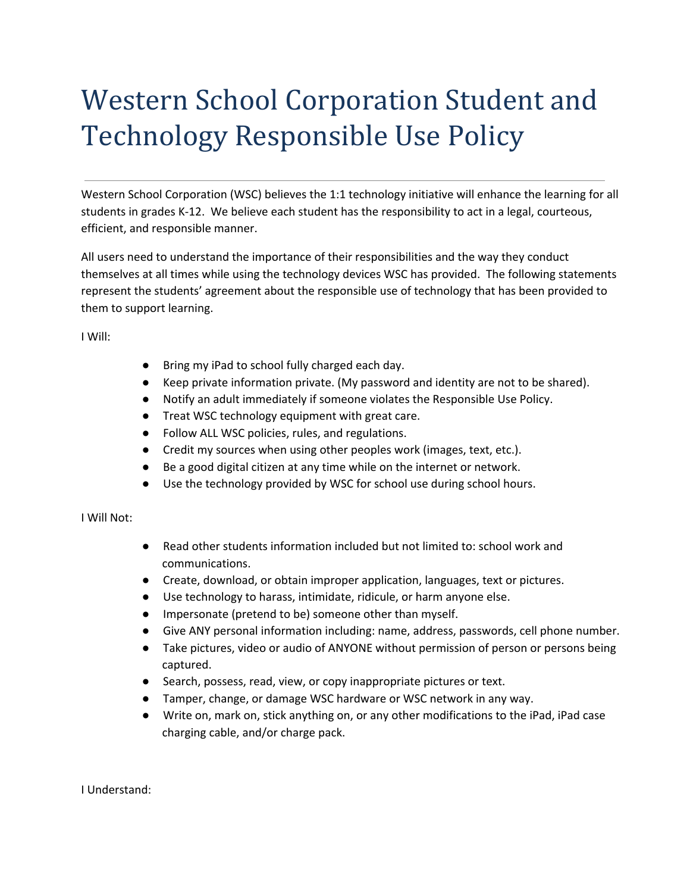# Western School Corporation Student and Technology Responsible Use Policy

Western School Corporation (WSC) believes the 1:1 technology initiative will enhance the learning for all students in grades K-12. We believe each student has the responsibility to act in a legal, courteous, efficient, and responsible manner.

All users need to understand the importance of their responsibilities and the way they conduct themselves at all times while using the technology devices WSC has provided. The following statements represent the students' agreement about the responsible use of technology that has been provided to them to support learning.

I Will:

- Bring my iPad to school fully charged each day.
- Keep private information private. (My password and identity are not to be shared).
- Notify an adult immediately if someone violates the Responsible Use Policy.
- Treat WSC technology equipment with great care.
- Follow ALL WSC policies, rules, and regulations.
- Credit my sources when using other peoples work (images, text, etc.).
- Be a good digital citizen at any time while on the internet or network.
- Use the technology provided by WSC for school use during school hours.

I Will Not:

- Read other students information included but not limited to: school work and communications.
- Create, download, or obtain improper application, languages, text or pictures.
- Use technology to harass, intimidate, ridicule, or harm anyone else.
- Impersonate (pretend to be) someone other than myself.
- Give ANY personal information including: name, address, passwords, cell phone number.
- Take pictures, video or audio of ANYONE without permission of person or persons being captured.
- Search, possess, read, view, or copy inappropriate pictures or text.
- Tamper, change, or damage WSC hardware or WSC network in any way.
- Write on, mark on, stick anything on, or any other modifications to the iPad, iPad case charging cable, and/or charge pack.

I Understand: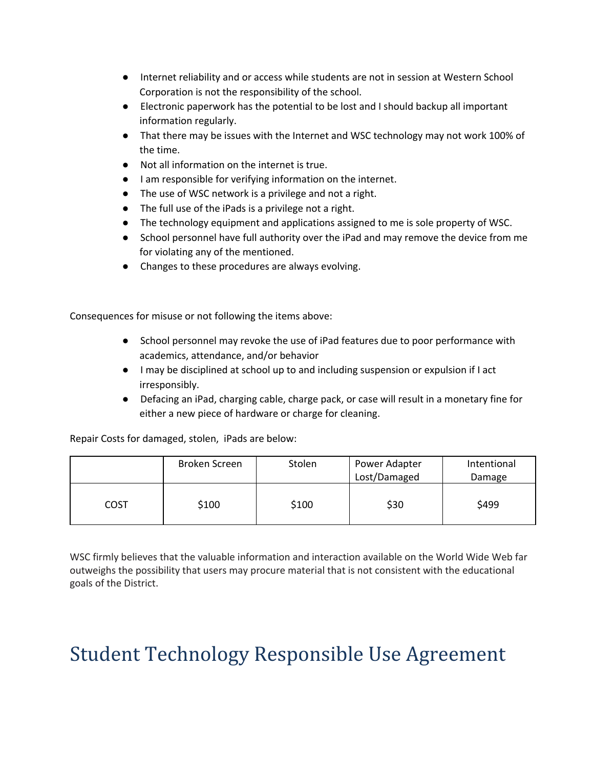- Internet reliability and or access while students are not in session at Western School Corporation is not the responsibility of the school.
- Electronic paperwork has the potential to be lost and I should backup all important information regularly.
- That there may be issues with the Internet and WSC technology may not work 100% of the time.
- Not all information on the internet is true.
- I am responsible for verifying information on the internet.
- The use of WSC network is a privilege and not a right.
- The full use of the iPads is a privilege not a right.
- The technology equipment and applications assigned to me is sole property of WSC.
- School personnel have full authority over the iPad and may remove the device from me for violating any of the mentioned.
- Changes to these procedures are always evolving.

Consequences for misuse or not following the items above:

- School personnel may revoke the use of iPad features due to poor performance with academics, attendance, and/or behavior
- I may be disciplined at school up to and including suspension or expulsion if I act irresponsibly.
- Defacing an iPad, charging cable, charge pack, or case will result in a monetary fine for either a new piece of hardware or charge for cleaning.

Repair Costs for damaged, stolen, iPads are below:

| | Broken Screen | Stolen | Power Adapter Lost/Damaged | Intentional Damage |
|---|---|---|---|---|
| COST | $100 | $100 | $30 | $499 |

WSC firmly believes that the valuable information and interaction available on the World Wide Web far outweighs the possibility that users may procure material that is not consistent with the educational goals of the District.

# Student Technology Responsible Use Agreement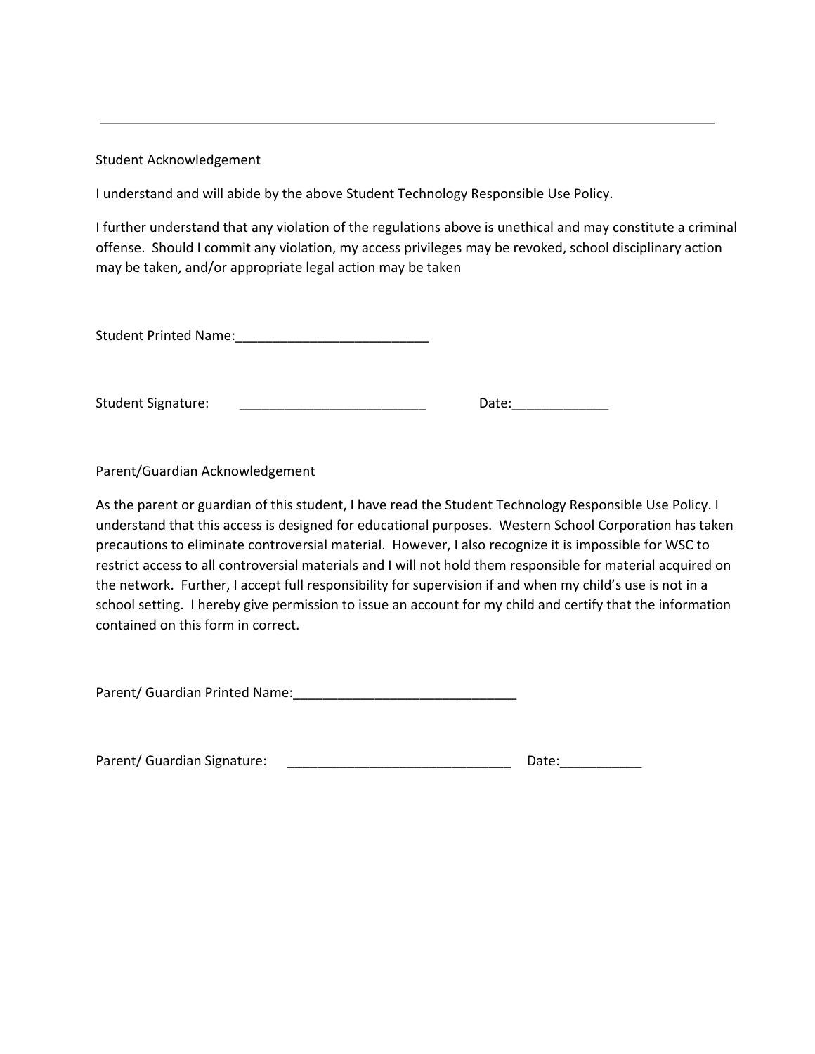---

Student Acknowledgement

I understand and will abide by the above Student Technology Responsible Use Policy.

I further understand that any violation of the regulations above is unethical and may constitute a criminal offense. Should I commit any violation, my access privileges may be revoked, school disciplinary action may be taken, and/or appropriate legal action may be taken

Student Printed Name:__________________________

Student Signature: _________________________ Date:_____________

Parent/Guardian Acknowledgement

As the parent or guardian of this student, I have read the Student Technology Responsible Use Policy. I understand that this access is designed for educational purposes. Western School Corporation has taken precautions to eliminate controversial material. However, I also recognize it is impossible for WSC to restrict access to all controversial materials and I will not hold them responsible for material acquired on the network. Further, I accept full responsibility for supervision if and when my child's use is not in a school setting. I hereby give permission to issue an account for my child and certify that the information contained on this form in correct.

Parent/ Guardian Printed Name:______________________________

Parent/ Guardian Signature: ______________________________ Date:___________